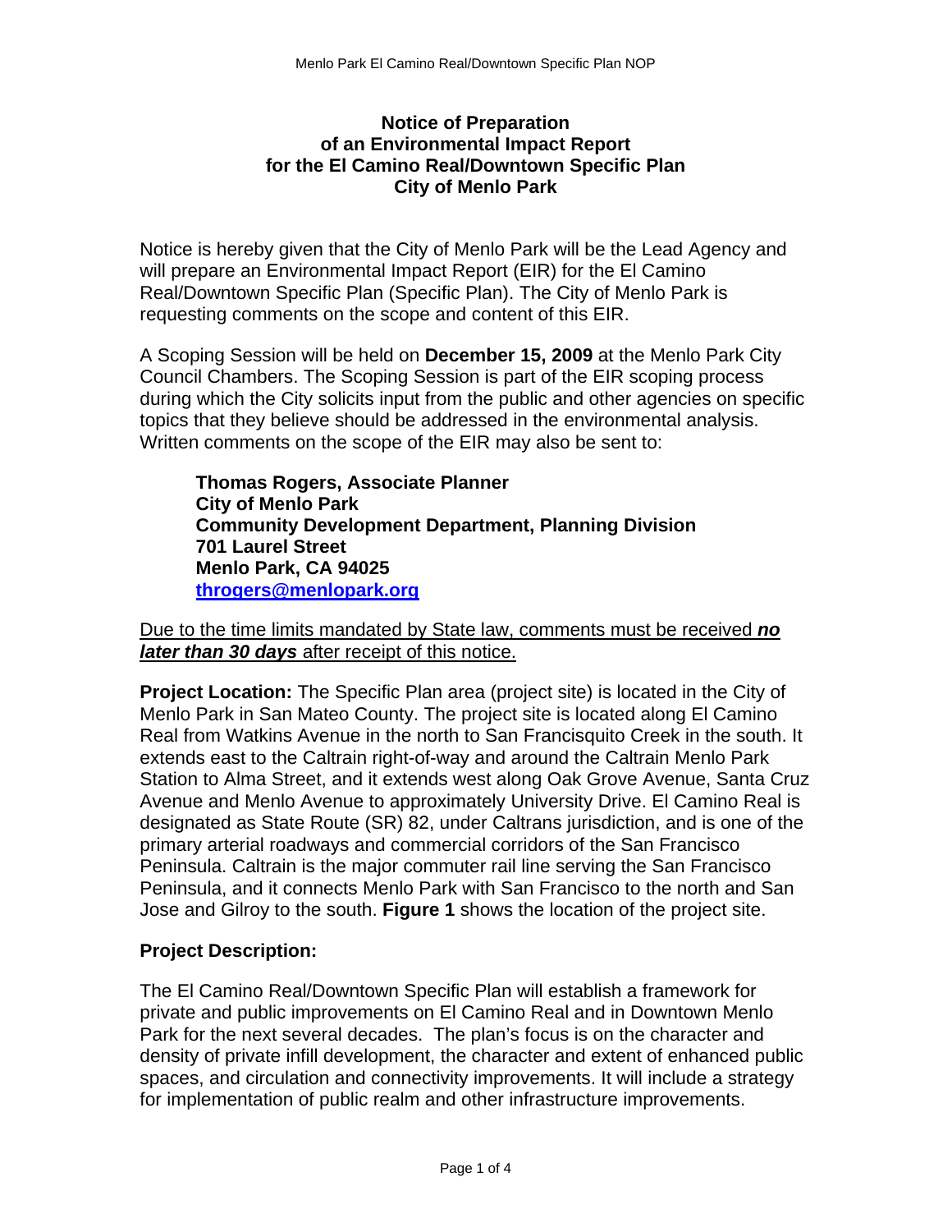# Notice of Preparation of an Environmental Impact Report for the El Camino Real/Downtown Specific Plan City of Menlo Park

Notice is hereby given that the City of Menlo Park will be the Lead Agency and will prepare an Environmental Impact Report (EIR) for the El Camino Real/Downtown Specific Plan (Specific Plan). The City of Menlo Park is requesting comments on the scope and content of this EIR.

A Scoping Session will be held on **December 15, 2009** at the Menlo Park City Council Chambers. The Scoping Session is part of the EIR scoping process during which the City solicits input from the public and other agencies on specific topics that they believe should be addressed in the environmental analysis. Written comments on the scope of the EIR may also be sent to:

> **Thomas Rogers, Associate Planner**
> **City of Menlo Park**
> **Community Development Department, Planning Division**
> **701 Laurel Street**
> **Menlo Park, CA 94025**
> **throgers@menlopark.org**

<u>Due to the time limits mandated by State law, comments must be received ***no later than 30 days*** after receipt of this notice.</u>

**Project Location:** The Specific Plan area (project site) is located in the City of Menlo Park in San Mateo County. The project site is located along El Camino Real from Watkins Avenue in the north to San Francisquito Creek in the south. It extends east to the Caltrain right-of-way and around the Caltrain Menlo Park Station to Alma Street, and it extends west along Oak Grove Avenue, Santa Cruz Avenue and Menlo Avenue to approximately University Drive. El Camino Real is designated as State Route (SR) 82, under Caltrans jurisdiction, and is one of the primary arterial roadways and commercial corridors of the San Francisco Peninsula. Caltrain is the major commuter rail line serving the San Francisco Peninsula, and it connects Menlo Park with San Francisco to the north and San Jose and Gilroy to the south. **Figure 1** shows the location of the project site.

## Project Description:

The El Camino Real/Downtown Specific Plan will establish a framework for private and public improvements on El Camino Real and in Downtown Menlo Park for the next several decades. The plan's focus is on the character and density of private infill development, the character and extent of enhanced public spaces, and circulation and connectivity improvements. It will include a strategy for implementation of public realm and other infrastructure improvements.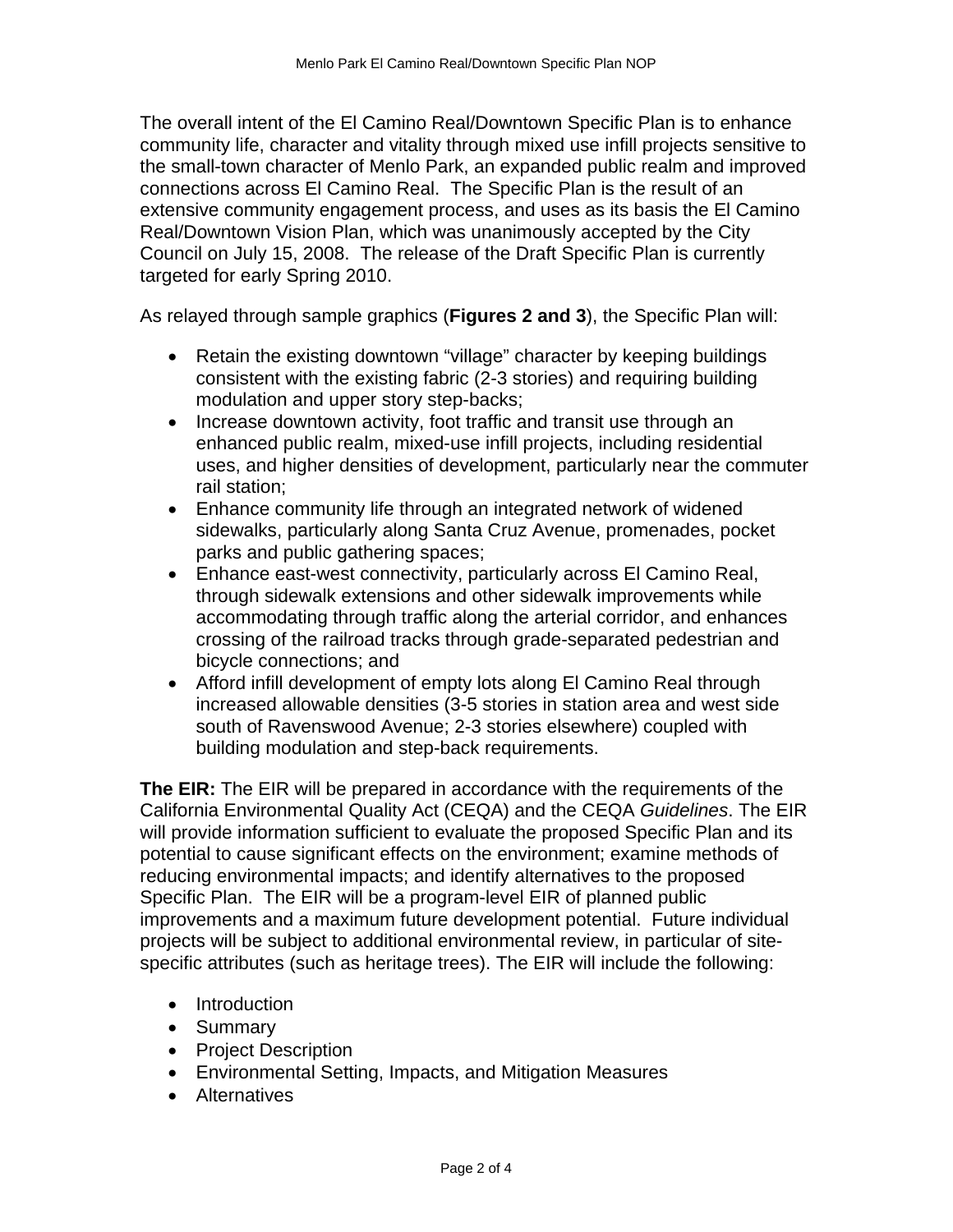The overall intent of the El Camino Real/Downtown Specific Plan is to enhance community life, character and vitality through mixed use infill projects sensitive to the small-town character of Menlo Park, an expanded public realm and improved connections across El Camino Real. The Specific Plan is the result of an extensive community engagement process, and uses as its basis the El Camino Real/Downtown Vision Plan, which was unanimously accepted by the City Council on July 15, 2008. The release of the Draft Specific Plan is currently targeted for early Spring 2010.

As relayed through sample graphics (**Figures 2 and 3**), the Specific Plan will:

- Retain the existing downtown "village" character by keeping buildings consistent with the existing fabric (2-3 stories) and requiring building modulation and upper story step-backs;
- Increase downtown activity, foot traffic and transit use through an enhanced public realm, mixed-use infill projects, including residential uses, and higher densities of development, particularly near the commuter rail station;
- Enhance community life through an integrated network of widened sidewalks, particularly along Santa Cruz Avenue, promenades, pocket parks and public gathering spaces;
- Enhance east-west connectivity, particularly across El Camino Real, through sidewalk extensions and other sidewalk improvements while accommodating through traffic along the arterial corridor, and enhances crossing of the railroad tracks through grade-separated pedestrian and bicycle connections; and
- Afford infill development of empty lots along El Camino Real through increased allowable densities (3-5 stories in station area and west side south of Ravenswood Avenue; 2-3 stories elsewhere) coupled with building modulation and step-back requirements.

**The EIR:** The EIR will be prepared in accordance with the requirements of the California Environmental Quality Act (CEQA) and the CEQA *Guidelines*. The EIR will provide information sufficient to evaluate the proposed Specific Plan and its potential to cause significant effects on the environment; examine methods of reducing environmental impacts; and identify alternatives to the proposed Specific Plan. The EIR will be a program-level EIR of planned public improvements and a maximum future development potential. Future individual projects will be subject to additional environmental review, in particular of site-specific attributes (such as heritage trees). The EIR will include the following:

- Introduction
- Summary
- Project Description
- Environmental Setting, Impacts, and Mitigation Measures
- Alternatives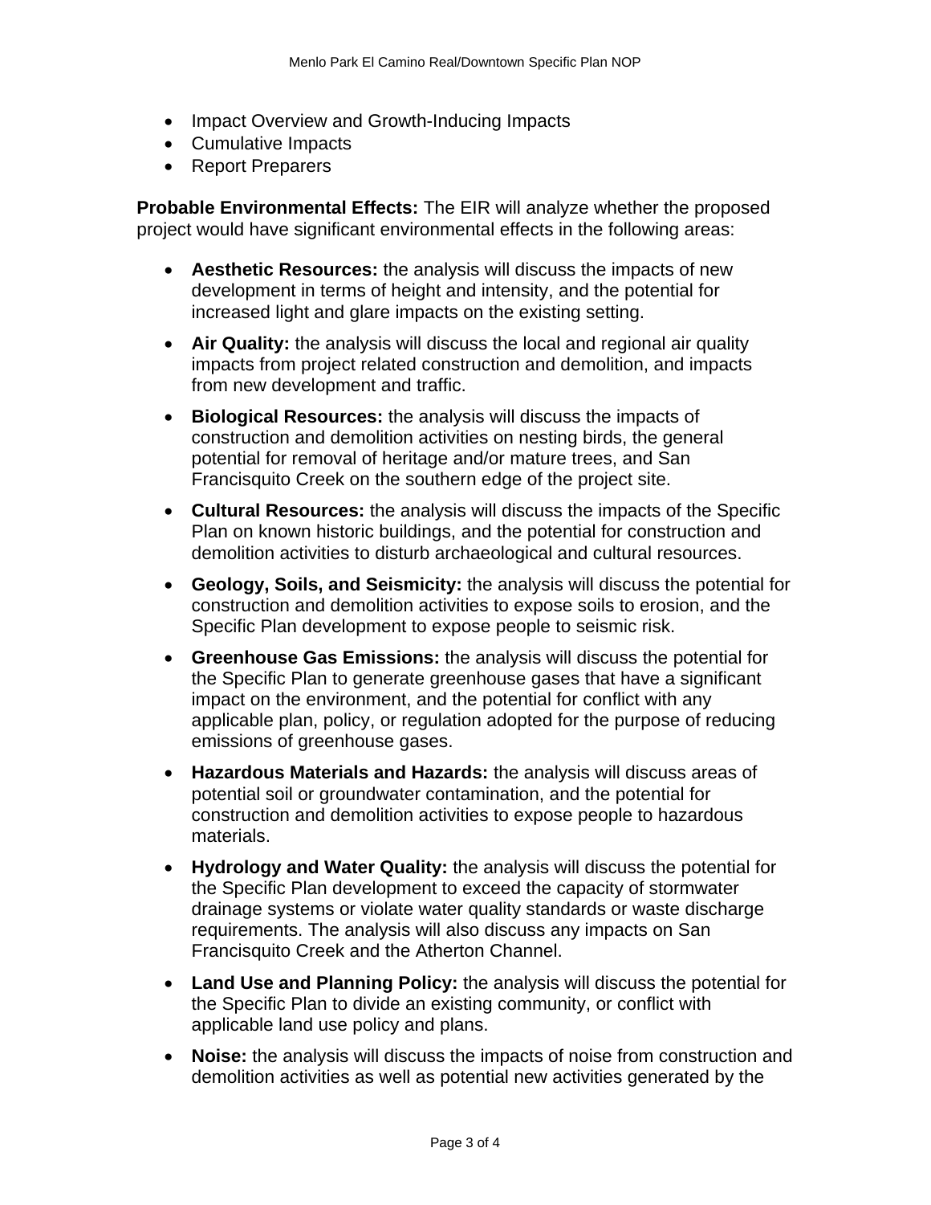- Impact Overview and Growth-Inducing Impacts
- Cumulative Impacts
- Report Preparers

**Probable Environmental Effects:** The EIR will analyze whether the proposed project would have significant environmental effects in the following areas:

- **Aesthetic Resources:** the analysis will discuss the impacts of new development in terms of height and intensity, and the potential for increased light and glare impacts on the existing setting.
- **Air Quality:** the analysis will discuss the local and regional air quality impacts from project related construction and demolition, and impacts from new development and traffic.
- **Biological Resources:** the analysis will discuss the impacts of construction and demolition activities on nesting birds, the general potential for removal of heritage and/or mature trees, and San Francisquito Creek on the southern edge of the project site.
- **Cultural Resources:** the analysis will discuss the impacts of the Specific Plan on known historic buildings, and the potential for construction and demolition activities to disturb archaeological and cultural resources.
- **Geology, Soils, and Seismicity:** the analysis will discuss the potential for construction and demolition activities to expose soils to erosion, and the Specific Plan development to expose people to seismic risk.
- **Greenhouse Gas Emissions:** the analysis will discuss the potential for the Specific Plan to generate greenhouse gases that have a significant impact on the environment, and the potential for conflict with any applicable plan, policy, or regulation adopted for the purpose of reducing emissions of greenhouse gases.
- **Hazardous Materials and Hazards:** the analysis will discuss areas of potential soil or groundwater contamination, and the potential for construction and demolition activities to expose people to hazardous materials.
- **Hydrology and Water Quality:** the analysis will discuss the potential for the Specific Plan development to exceed the capacity of stormwater drainage systems or violate water quality standards or waste discharge requirements. The analysis will also discuss any impacts on San Francisquito Creek and the Atherton Channel.
- **Land Use and Planning Policy:** the analysis will discuss the potential for the Specific Plan to divide an existing community, or conflict with applicable land use policy and plans.
- **Noise:** the analysis will discuss the impacts of noise from construction and demolition activities as well as potential new activities generated by the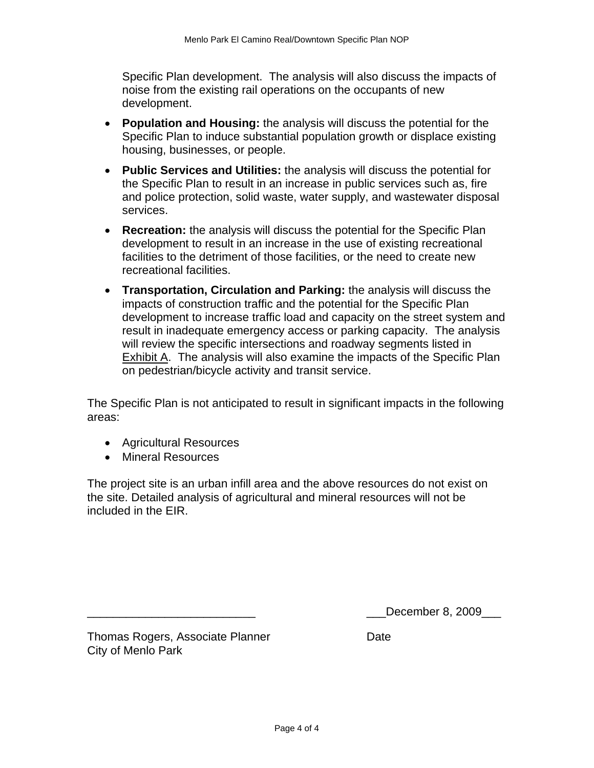Specific Plan development. The analysis will also discuss the impacts of noise from the existing rail operations on the occupants of new development.

- **Population and Housing:** the analysis will discuss the potential for the Specific Plan to induce substantial population growth or displace existing housing, businesses, or people.
- **Public Services and Utilities:** the analysis will discuss the potential for the Specific Plan to result in an increase in public services such as, fire and police protection, solid waste, water supply, and wastewater disposal services.
- **Recreation:** the analysis will discuss the potential for the Specific Plan development to result in an increase in the use of existing recreational facilities to the detriment of those facilities, or the need to create new recreational facilities.
- **Transportation, Circulation and Parking:** the analysis will discuss the impacts of construction traffic and the potential for the Specific Plan development to increase traffic load and capacity on the street system and result in inadequate emergency access or parking capacity. The analysis will review the specific intersections and roadway segments listed in Exhibit A. The analysis will also examine the impacts of the Specific Plan on pedestrian/bicycle activity and transit service.

The Specific Plan is not anticipated to result in significant impacts in the following areas:

- Agricultural Resources
- Mineral Resources

The project site is an urban infill area and the above resources do not exist on the site. Detailed analysis of agricultural and mineral resources will not be included in the EIR.

__________________________ ___December 8, 2009___

Thomas Rogers, Associate Planner Date
City of Menlo Park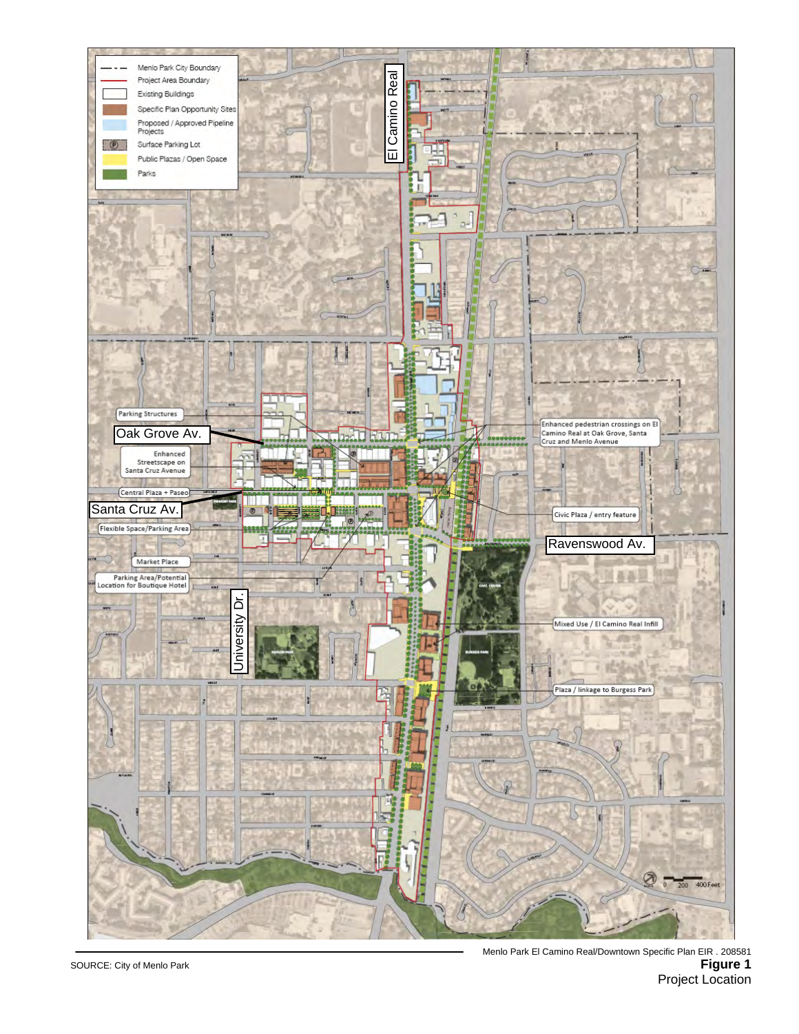Menlo Park City Boundary

Project Area Boundary

Existing Buildings

Specific Plan Opportunity Sites

Proposed / Approved Pipeline Projects

Surface Parking Lot

Public Plazas / Open Space

Parks

El Camino Real

Parking Structures

Oak Grove Av.

Enhanced Streetscape on Santa Cruz Avenue

Central Plaza + Paseo

Santa Cruz Av.

Flexible Space/Parking Area

Market Place

Parking Area/Potential Location for Boutique Hotel

University Dr.

Enhanced pedestrian crossings on El Camino Real at Oak Grove, Santa Cruz and Menlo Avenue

Civic Plaza / entry feature

Ravenswood Av.

Mixed Use / El Camino Real Infill

Plaza / linkage to Burgess Park

0 200 400 Feet

SOURCE: City of Menlo Park

Menlo Park El Camino Real/Downtown Specific Plan EIR . 208581

**Figure 1**
Project Location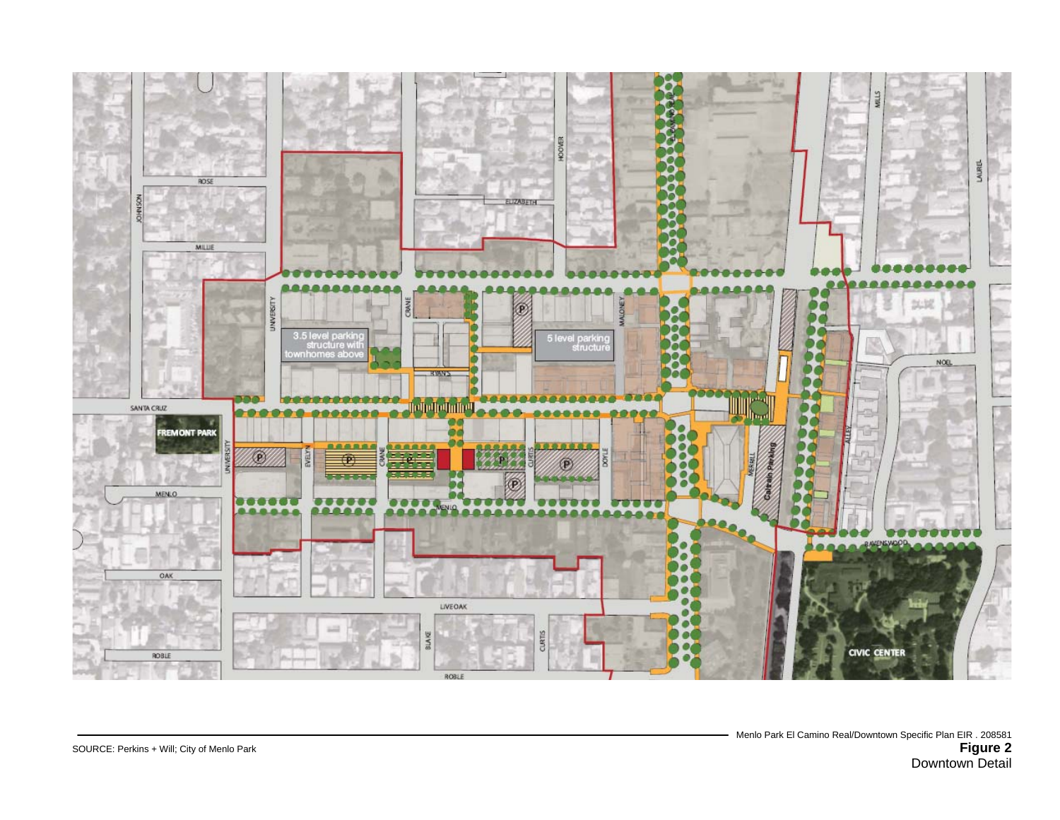SOURCE: Perkins + Will; City of Menlo Park

Menlo Park El Camino Real/Downtown Specific Plan EIR . 208581

**Figure 2**
Downtown Detail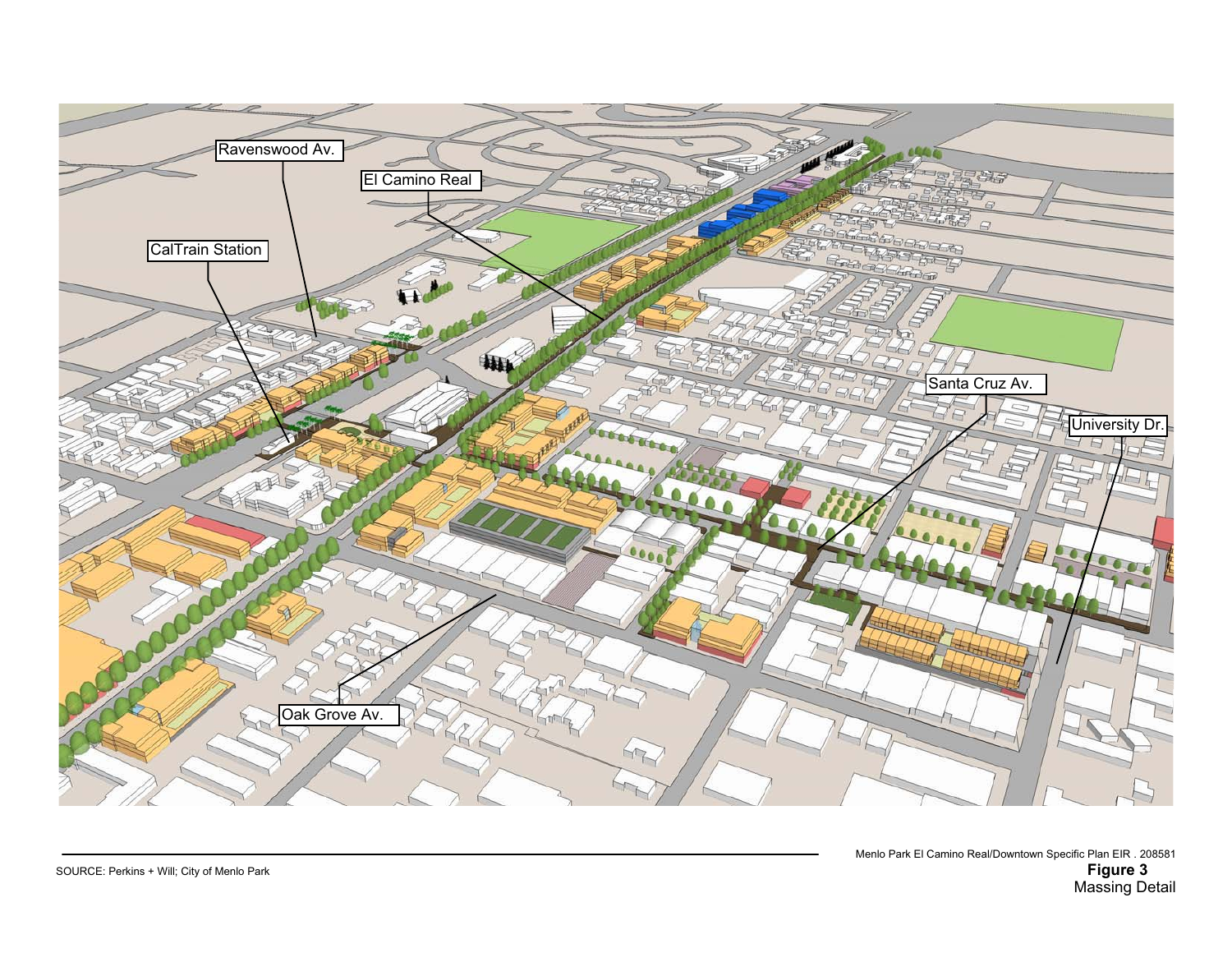Ravenswood Av.

El Camino Real

CalTrain Station

Santa Cruz Av.

University Dr.

Oak Grove Av.

SOURCE: Perkins + Will; City of Menlo Park

Menlo Park El Camino Real/Downtown Specific Plan EIR . 208581

**Figure 3**
Massing Detail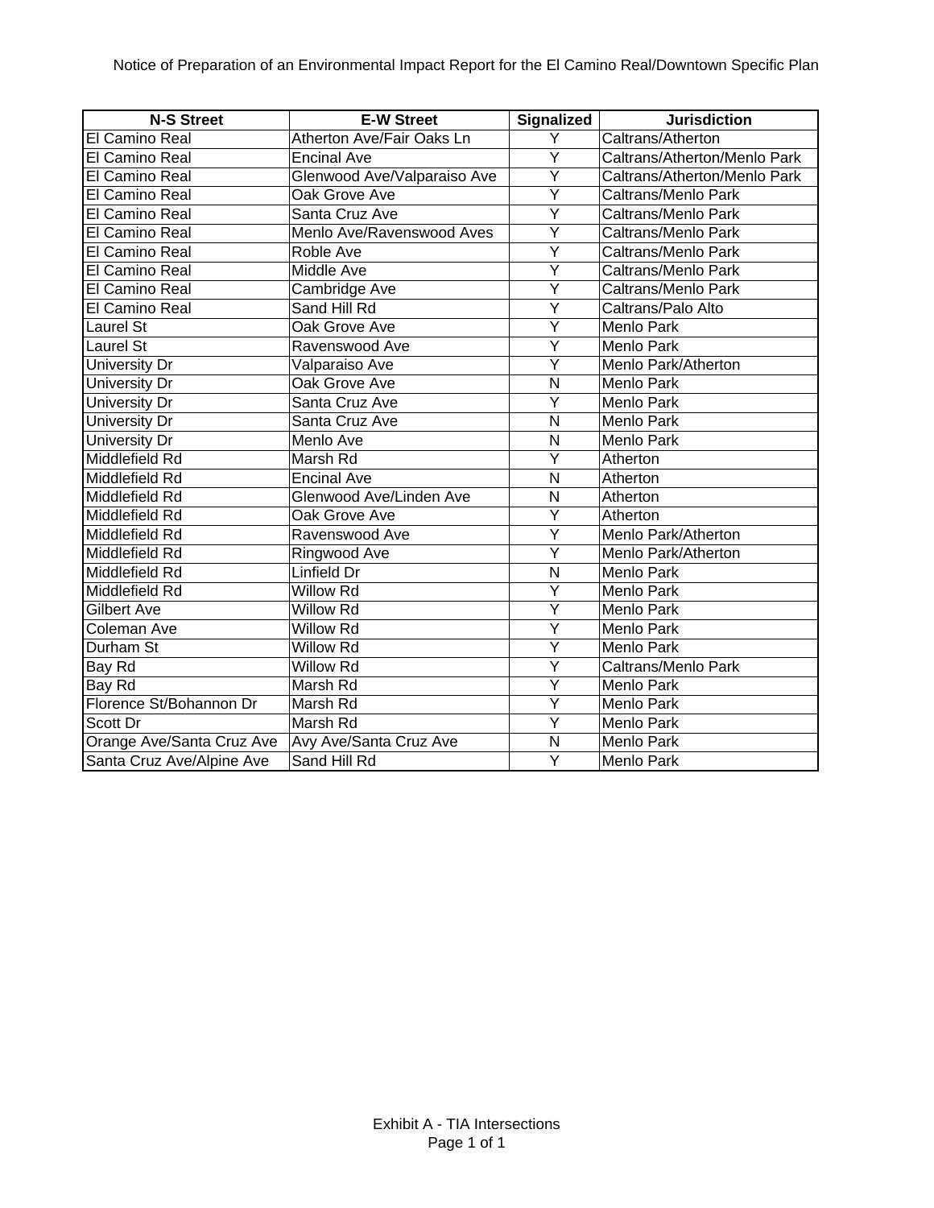| N-S Street | E-W Street | Signalized | Jurisdiction |
|---|---|---|---|
| El Camino Real | Atherton Ave/Fair Oaks Ln | Y | Caltrans/Atherton |
| El Camino Real | Encinal Ave | Y | Caltrans/Atherton/Menlo Park |
| El Camino Real | Glenwood Ave/Valparaiso Ave | Y | Caltrans/Atherton/Menlo Park |
| El Camino Real | Oak Grove Ave | Y | Caltrans/Menlo Park |
| El Camino Real | Santa Cruz Ave | Y | Caltrans/Menlo Park |
| El Camino Real | Menlo Ave/Ravenswood Aves | Y | Caltrans/Menlo Park |
| El Camino Real | Roble Ave | Y | Caltrans/Menlo Park |
| El Camino Real | Middle Ave | Y | Caltrans/Menlo Park |
| El Camino Real | Cambridge Ave | Y | Caltrans/Menlo Park |
| El Camino Real | Sand Hill Rd | Y | Caltrans/Palo Alto |
| Laurel St | Oak Grove Ave | Y | Menlo Park |
| Laurel St | Ravenswood Ave | Y | Menlo Park |
| University Dr | Valparaiso Ave | Y | Menlo Park/Atherton |
| University Dr | Oak Grove Ave | N | Menlo Park |
| University Dr | Santa Cruz Ave | Y | Menlo Park |
| University Dr | Santa Cruz Ave | N | Menlo Park |
| University Dr | Menlo Ave | N | Menlo Park |
| Middlefield Rd | Marsh Rd | Y | Atherton |
| Middlefield Rd | Encinal Ave | N | Atherton |
| Middlefield Rd | Glenwood Ave/Linden Ave | N | Atherton |
| Middlefield Rd | Oak Grove Ave | Y | Atherton |
| Middlefield Rd | Ravenswood Ave | Y | Menlo Park/Atherton |
| Middlefield Rd | Ringwood Ave | Y | Menlo Park/Atherton |
| Middlefield Rd | Linfield Dr | N | Menlo Park |
| Middlefield Rd | Willow Rd | Y | Menlo Park |
| Gilbert Ave | Willow Rd | Y | Menlo Park |
| Coleman Ave | Willow Rd | Y | Menlo Park |
| Durham St | Willow Rd | Y | Menlo Park |
| Bay Rd | Willow Rd | Y | Caltrans/Menlo Park |
| Bay Rd | Marsh Rd | Y | Menlo Park |
| Florence St/Bohannon Dr | Marsh Rd | Y | Menlo Park |
| Scott Dr | Marsh Rd | Y | Menlo Park |
| Orange Ave/Santa Cruz Ave | Avy Ave/Santa Cruz Ave | N | Menlo Park |
| Santa Cruz Ave/Alpine Ave | Sand Hill Rd | Y | Menlo Park |

Exhibit A - TIA Intersections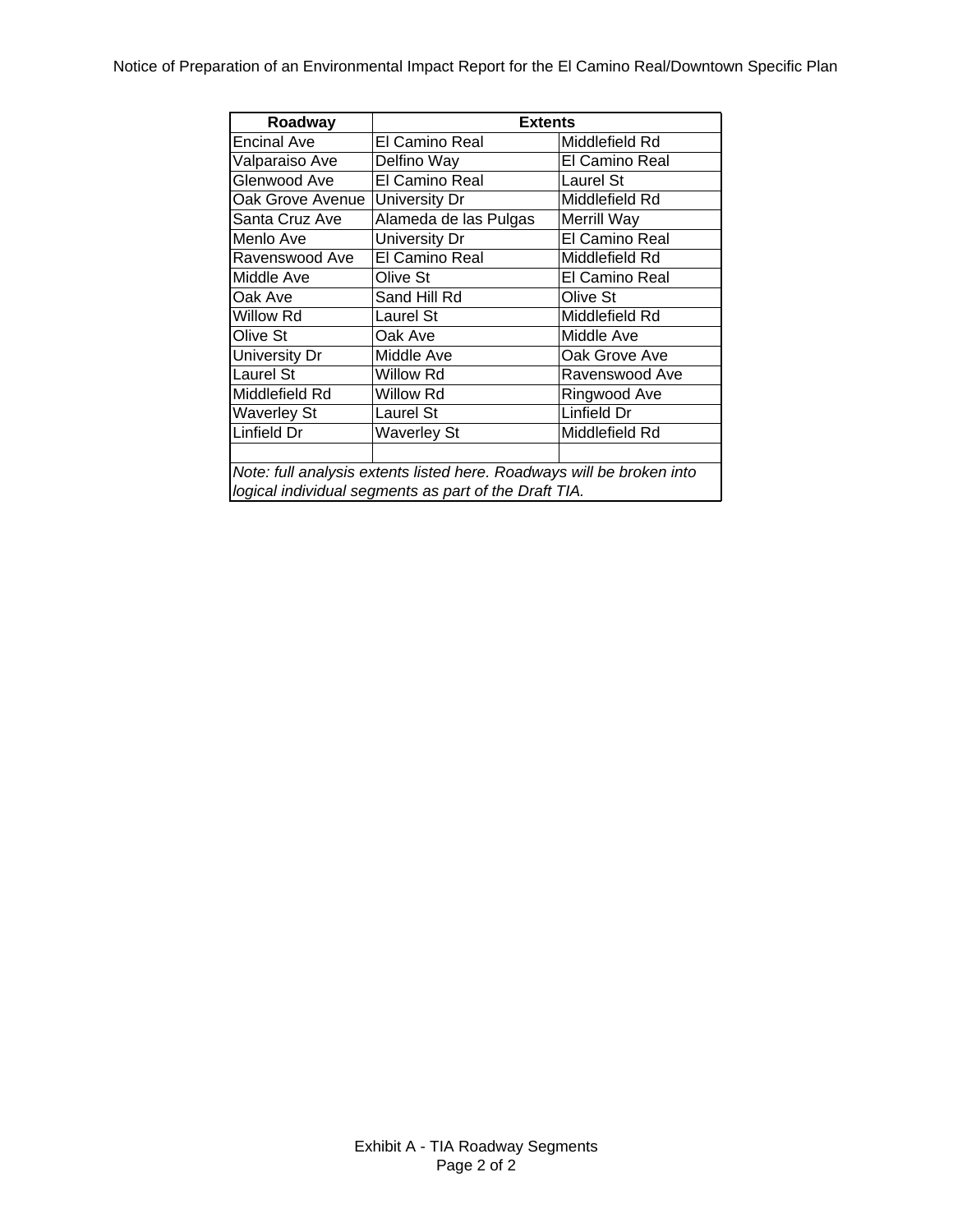| Roadway | Extents | |
|---|---|---|
| Encinal Ave | El Camino Real | Middlefield Rd |
| Valparaiso Ave | Delfino Way | El Camino Real |
| Glenwood Ave | El Camino Real | Laurel St |
| Oak Grove Avenue | University Dr | Middlefield Rd |
| Santa Cruz Ave | Alameda de las Pulgas | Merrill Way |
| Menlo Ave | University Dr | El Camino Real |
| Ravenswood Ave | El Camino Real | Middlefield Rd |
| Middle Ave | Olive St | El Camino Real |
| Oak Ave | Sand Hill Rd | Olive St |
| Willow Rd | Laurel St | Middlefield Rd |
| Olive St | Oak Ave | Middle Ave |
| University Dr | Middle Ave | Oak Grove Ave |
| Laurel St | Willow Rd | Ravenswood Ave |
| Middlefield Rd | Willow Rd | Ringwood Ave |
| Waverley St | Laurel St | Linfield Dr |
| Linfield Dr | Waverley St | Middlefield Rd |
| | | |

*Note: full analysis extents listed here. Roadways will be broken into logical individual segments as part of the Draft TIA.*

Exhibit A - TIA Roadway Segments